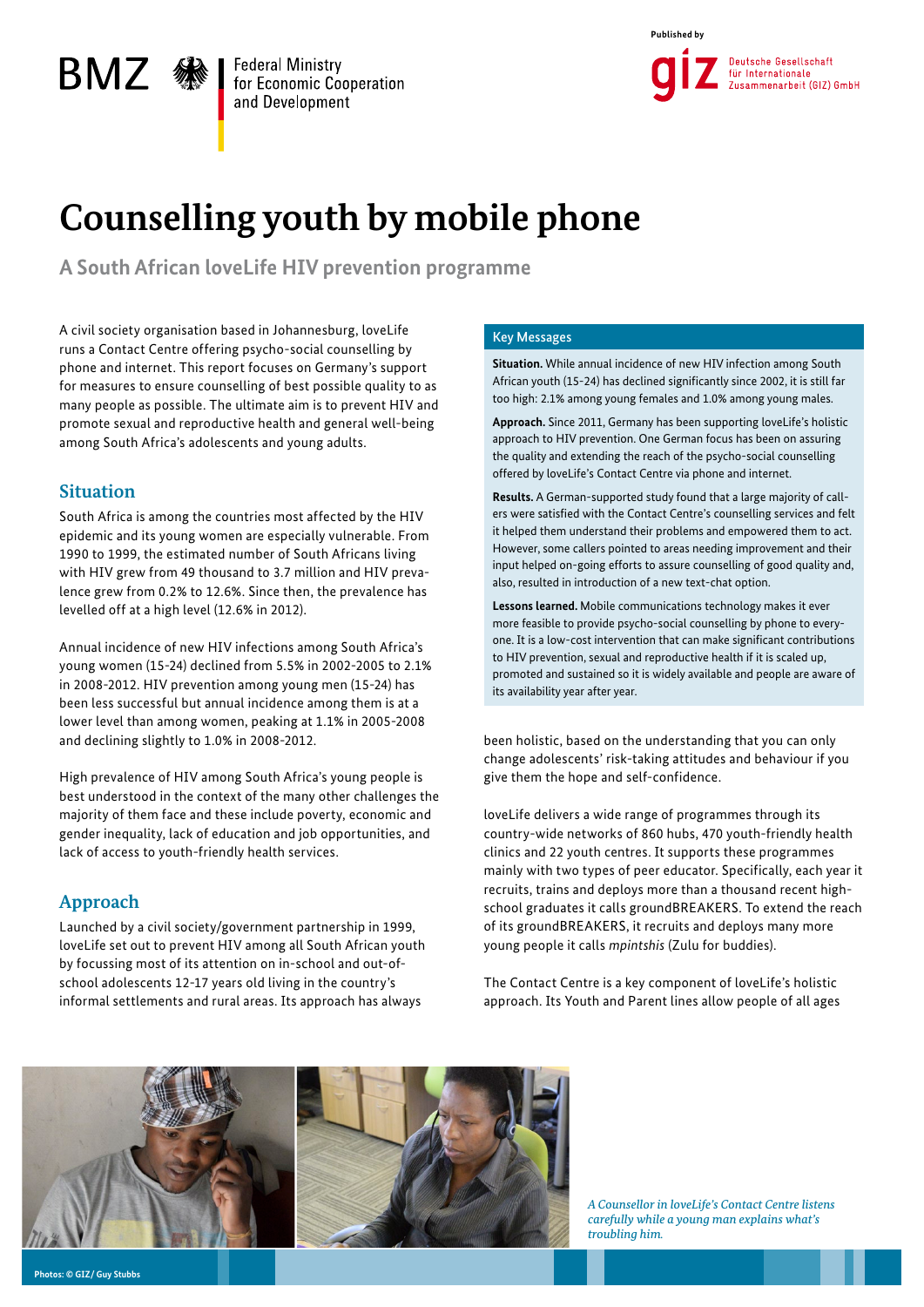BMZ Federal Ministry for Economic Cooperation and Development

Published by

giz Deutsche Gesellschaft für Internationale Zusammenarbeit (GIZ) GmbH

# Counselling youth by mobile phone

## A South African loveLife HIV prevention programme

A civil society organisation based in Johannesburg, loveLife runs a Contact Centre offering psycho-social counselling by phone and internet. This report focuses on Germany's support for measures to ensure counselling of best possible quality to as many people as possible. The ultimate aim is to prevent HIV and promote sexual and reproductive health and general well-being among South Africa's adolescents and young adults.

### Key Messages

**Situation.** While annual incidence of new HIV infection among South African youth (15-24) has declined significantly since 2002, it is still far too high: 2.1% among young females and 1.0% among young males.

**Approach.** Since 2011, Germany has been supporting loveLife's holistic approach to HIV prevention. One German focus has been on assuring the quality and extending the reach of the psycho-social counselling offered by loveLife's Contact Centre via phone and internet.

**Results.** A German-supported study found that a large majority of callers were satisfied with the Contact Centre's counselling services and felt it helped them understand their problems and empowered them to act. However, some callers pointed to areas needing improvement and their input helped on-going efforts to assure counselling of good quality and, also, resulted in introduction of a new text-chat option.

**Lessons learned.** Mobile communications technology makes it ever more feasible to provide psycho-social counselling by phone to everyone. It is a low-cost intervention that can make significant contributions to HIV prevention, sexual and reproductive health if it is scaled up, promoted and sustained so it is widely available and people are aware of its availability year after year.

## Situation

South Africa is among the countries most affected by the HIV epidemic and its young women are especially vulnerable. From 1990 to 1999, the estimated number of South Africans living with HIV grew from 49 thousand to 3.7 million and HIV prevalence grew from 0.2% to 12.6%. Since then, the prevalence has levelled off at a high level (12.6% in 2012).

Annual incidence of new HIV infections among South Africa's young women (15-24) declined from 5.5% in 2002-2005 to 2.1% in 2008-2012. HIV prevention among young men (15-24) has been less successful but annual incidence among them is at a lower level than among women, peaking at 1.1% in 2005-2008 and declining slightly to 1.0% in 2008-2012.

High prevalence of HIV among South Africa's young people is best understood in the context of the many other challenges the majority of them face and these include poverty, economic and gender inequality, lack of education and job opportunities, and lack of access to youth-friendly health services.

## Approach

Launched by a civil society/government partnership in 1999, loveLife set out to prevent HIV among all South African youth by focussing most of its attention on in-school and out-of-school adolescents 12-17 years old living in the country's informal settlements and rural areas. Its approach has always been holistic, based on the understanding that you can only change adolescents' risk-taking attitudes and behaviour if you give them the hope and self-confidence.

loveLife delivers a wide range of programmes through its country-wide networks of 860 hubs, 470 youth-friendly health clinics and 22 youth centres. It supports these programmes mainly with two types of peer educator. Specifically, each year it recruits, trains and deploys more than a thousand recent high-school graduates it calls groundBREAKERS. To extend the reach of its groundBREAKERS, it recruits and deploys many more young people it calls *mpintshis* (Zulu for buddies).

The Contact Centre is a key component of loveLife's holistic approach. Its Youth and Parent lines allow people of all ages

*A Counsellor in loveLife's Contact Centre listens carefully while a young man explains what's troubling him.*

Photos: © GIZ/ Guy Stubbs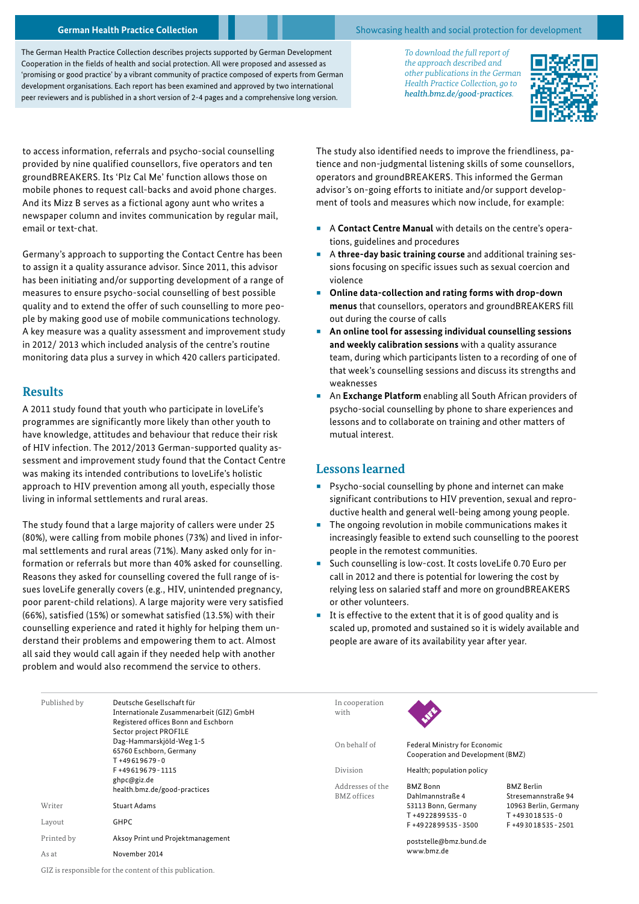The German Health Practice Collection describes projects supported by German Development Cooperation in the fields of health and social protection. All were proposed and assessed as 'promising or good practice' by a vibrant community of practice composed of experts from German development organisations. Each report has been examined and approved by two international peer reviewers and is published in a short version of 2-4 pages and a comprehensive long version.

*To download the full report of the approach described and other publications in the German Health Practice Collection, go to health.bmz.de/good-practices.*

to access information, referrals and psycho-social counselling provided by nine qualified counsellors, five operators and ten groundBREAKERS. Its 'Plz Cal Me' function allows those on mobile phones to request call-backs and avoid phone charges. And its Mizz B serves as a fictional agony aunt who writes a newspaper column and invites communication by regular mail, email or text-chat.

Germany's approach to supporting the Contact Centre has been to assign it a quality assurance advisor. Since 2011, this advisor has been initiating and/or supporting development of a range of measures to ensure psycho-social counselling of best possible quality and to extend the offer of such counselling to more people by making good use of mobile communications technology. A key measure was a quality assessment and improvement study in 2012/ 2013 which included analysis of the centre's routine monitoring data plus a survey in which 420 callers participated.

## Results

A 2011 study found that youth who participate in loveLife's programmes are significantly more likely than other youth to have knowledge, attitudes and behaviour that reduce their risk of HIV infection. The 2012/2013 German-supported quality assessment and improvement study found that the Contact Centre was making its intended contributions to loveLife's holistic approach to HIV prevention among all youth, especially those living in informal settlements and rural areas.

The study found that a large majority of callers were under 25 (80%), were calling from mobile phones (73%) and lived in informal settlements and rural areas (71%). Many asked only for information or referrals but more than 40% asked for counselling. Reasons they asked for counselling covered the full range of issues loveLife generally covers (e.g., HIV, unintended pregnancy, poor parent-child relations). A large majority were very satisfied (66%), satisfied (15%) or somewhat satisfied (13.5%) with their counselling experience and rated it highly for helping them understand their problems and empowering them to act. Almost all said they would call again if they needed help with another problem and would also recommend the service to others.

The study also identified needs to improve the friendliness, patience and non-judgmental listening skills of some counsellors, operators and groundBREAKERS. This informed the German advisor's on-going efforts to initiate and/or support development of tools and measures which now include, for example:

- A **Contact Centre Manual** with details on the centre's operations, guidelines and procedures
- A **three-day basic training course** and additional training sessions focusing on specific issues such as sexual coercion and violence
- **Online data-collection and rating forms with drop-down menus** that counsellors, operators and groundBREAKERS fill out during the course of calls
- **An online tool for assessing individual counselling sessions and weekly calibration sessions** with a quality assurance team, during which participants listen to a recording of one of that week's counselling sessions and discuss its strengths and weaknesses
- An **Exchange Platform** enabling all South African providers of psycho-social counselling by phone to share experiences and lessons and to collaborate on training and other matters of mutual interest.

## Lessons learned

- Psycho-social counselling by phone and internet can make significant contributions to HIV prevention, sexual and reproductive health and general well-being among young people.
- The ongoing revolution in mobile communications makes it increasingly feasible to extend such counselling to the poorest people in the remotest communities.
- Such counselling is low-cost. It costs loveLife 0.70 Euro per call in 2012 and there is potential for lowering the cost by relying less on salaried staff and more on groundBREAKERS or other volunteers.
- It is effective to the extent that it is of good quality and is scaled up, promoted and sustained so it is widely available and people are aware of its availability year after year.

| | |
|---|---|
| Published by | Deutsche Gesellschaft für Internationale Zusammenarbeit (GIZ) GmbH<br>Registered offices Bonn and Eschborn<br>Sector project PROFILE<br>Dag-Hammarskjöld-Weg 1-5<br>65760 Eschborn, Germany<br>T +49 6196 79 - 0<br>F +49 6196 79 - 1115<br>ghpc@giz.de<br>health.bmz.de/good-practices |
| Writer | Stuart Adams |
| Layout | GHPC |
| Printed by | Aksoy Print und Projektmanagement |
| As at | November 2014 |

GIZ is responsible for the content of this publication.

| | | |
|---|---|---|
| In cooperation with | | |
| On behalf of | Federal Ministry for Economic Cooperation and Development (BMZ) | |
| Division | Health; population policy | |
| Addresses of the BMZ offices | BMZ Bonn<br>Dahlmannstraße 4<br>53113 Bonn, Germany<br>T +49 228 99 535 - 0<br>F +49 228 99 535 - 3500 | BMZ Berlin<br>Stresemannstraße 94<br>10963 Berlin, Germany<br>T +49 30 18 535 - 0<br>F +49 30 18 535 - 2501 |
| | poststelle@bmz.bund.de<br>www.bmz.de | |